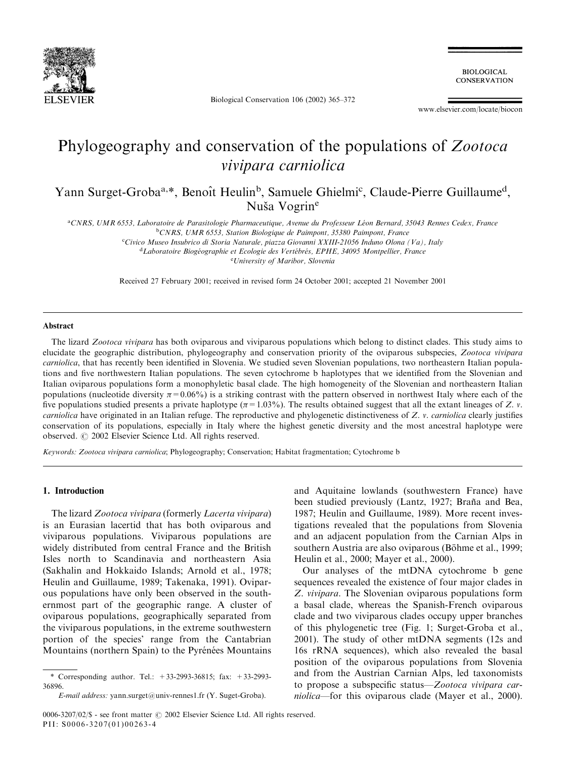# Phylogeography and conservation of the populations of *Zootoca vivipara carniolica*

Yann Surget-Groba[a,*], Benoît Heulin[b], Samuele Ghielmi[c], Claude-Pierre Guillaume[d], Nuša Vogrin[e]

[a]CNRS, UMR 6553, Laboratoire de Parasitologie Pharmaceutique, Avenue du Professeur Léon Bernard, 35043 Rennes Cedex, France
[b]CNRS, UMR 6553, Station Biologique de Paimpont, 35380 Paimpont, France
[c]Civico Museo Insubrico di Storia Naturale, piazza Giovanni XXIII-21056 Induno Olona (Va), Italy
[d]Laboratoire Biogéographie et Ecologie des Vertébrés, EPHE, 34095 Montpellier, France
[e]University of Maribor, Slovenia

Received 27 February 2001; received in revised form 24 October 2001; accepted 21 November 2001

## Abstract

The lizard *Zootoca vivipara* has both oviparous and viviparous populations which belong to distinct clades. This study aims to elucidate the geographic distribution, phylogeography and conservation priority of the oviparous subspecies, *Zootoca vivipara carniolica*, that has recently been identified in Slovenia. We studied seven Slovenian populations, two northeastern Italian populations and five northwestern Italian populations. The seven cytochrome b haplotypes that we identified from the Slovenian and Italian oviparous populations form a monophyletic basal clade. The high homogeneity of the Slovenian and northeastern Italian populations (nucleotide diversity $\pi = 0.06\%$) is a striking contrast with the pattern observed in northwest Italy where each of the five populations studied presents a private haplotype ($\pi = 1.03\%$). The results obtained suggest that all the extant lineages of *Z. v. carniolica* have originated in an Italian refuge. The reproductive and phylogenetic distinctiveness of *Z. v. carniolica* clearly justifies conservation of its populations, especially in Italy where the highest genetic diversity and the most ancestral haplotype were observed. © 2002 Elsevier Science Ltd. All rights reserved.

*Keywords:* *Zootoca vivipara carniolica*; Phylogeography; Conservation; Habitat fragmentation; Cytochrome b

## 1. Introduction

The lizard *Zootoca vivipara* (formerly *Lacerta vivipara*) is an Eurasian lacertid that has both oviparous and viviparous populations. Viviparous populations are widely distributed from central France and the British Isles north to Scandinavia and northeastern Asia (Sakhalin and Hokkaido Islands; Arnold et al., 1978; Heulin and Guillaume, 1989; Takenaka, 1991). Oviparous populations have only been observed in the southernmost part of the geographic range. A cluster of oviparous populations, geographically separated from the viviparous populations, in the extreme southwestern portion of the species' range from the Cantabrian Mountains (northern Spain) to the Pyrénées Mountains and Aquitaine lowlands (southwestern France) have been studied previously (Lantz, 1927; Braña and Bea, 1987; Heulin and Guillaume, 1989). More recent investigations revealed that the populations from Slovenia and an adjacent population from the Carnian Alps in southern Austria are also oviparous (Böhme et al., 1999; Heulin et al., 2000; Mayer et al., 2000).

Our analyses of the mtDNA cytochrome b gene sequences revealed the existence of four major clades in *Z. vivipara*. The Slovenian oviparous populations form a basal clade, whereas the Spanish-French oviparous clade and two viviparous clades occupy upper branches of this phylogenetic tree (Fig. 1; Surget-Groba et al., 2001). The study of other mtDNA segments (12s and 16s rRNA sequences), which also revealed the basal position of the oviparous populations from Slovenia and from the Austrian Carnian Alps, led taxonomists to propose a subspecific status—*Zootoca vivipara carniolica*—for this oviparous clade (Mayer et al., 2000).

\* Corresponding author. Tel.: +33-2993-36815; fax: +33-2993-36896.
*E-mail address:* yann.surget@univ-rennes1.fr (Y. Suget-Groba).

0006-3207/02/$ - see front matter © 2002 Elsevier Science Ltd. All rights reserved.
PII: S0006-3207(01)00263-4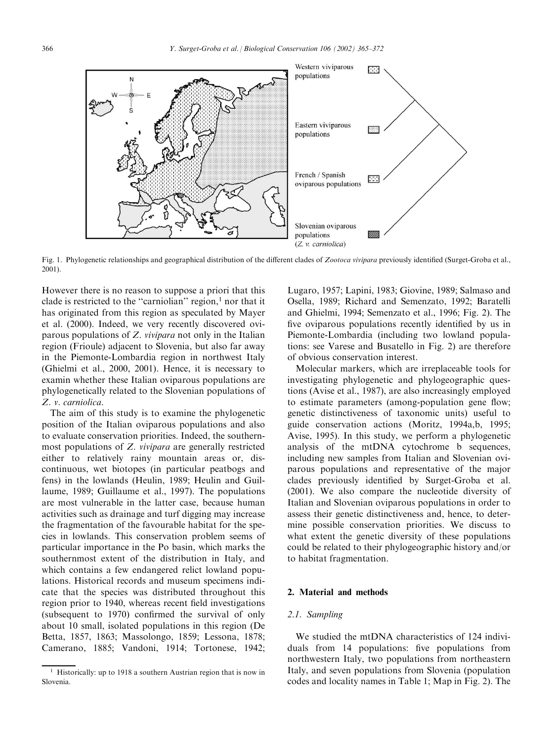Fig. 1. Phylogenetic relationships and geographical distribution of the different clades of *Zootoca vivipara* previously identified (Surget-Groba et al., 2001).

However there is no reason to suppose a priori that this clade is restricted to the "carniolian" region,[1] nor that it has originated from this region as speculated by Mayer et al. (2000). Indeed, we very recently discovered oviparous populations of *Z. vivipara* not only in the Italian region (Frioule) adjacent to Slovenia, but also far away in the Piemonte-Lombardia region in northwest Italy (Ghielmi et al., 2000, 2001). Hence, it is necessary to examin whether these Italian oviparous populations are phylogenetically related to the Slovenian populations of *Z. v. carniolica*.

The aim of this study is to examine the phylogenetic position of the Italian oviparous populations and also to evaluate conservation priorities. Indeed, the southernmost populations of *Z. vivipara* are generally restricted either to relatively rainy mountain areas or, discontinuous, wet biotopes (in particular peatbogs and fens) in the lowlands (Heulin, 1989; Heulin and Guillaume, 1989; Guillaume et al., 1997). The populations are most vulnerable in the latter case, because human activities such as drainage and turf digging may increase the fragmentation of the favourable habitat for the species in lowlands. This conservation problem seems of particular importance in the Po basin, which marks the southernmost extent of the distribution in Italy, and which contains a few endangered relict lowland populations. Historical records and museum specimens indicate that the species was distributed throughout this region prior to 1940, whereas recent field investigations (subsequent to 1970) confirmed the survival of only about 10 small, isolated populations in this region (De Betta, 1857, 1863; Massolongo, 1859; Lessona, 1878; Camerano, 1885; Vandoni, 1914; Tortonese, 1942; Lugaro, 1957; Lapini, 1983; Giovine, 1989; Salmaso and Osella, 1989; Richard and Semenzato, 1992; Baratelli and Ghielmi, 1994; Semenzato et al., 1996; Fig. 2). The five oviparous populations recently identified by us in Piemonte-Lombardia (including two lowland populations: see Varese and Busatello in Fig. 2) are therefore of obvious conservation interest.

Molecular markers, which are irreplaceable tools for investigating phylogenetic and phylogeographic questions (Avise et al., 1987), are also increasingly employed to estimate parameters (among-population gene flow; genetic distinctiveness of taxonomic units) useful to guide conservation actions (Moritz, 1994a,b, 1995; Avise, 1995). In this study, we perform a phylogenetic analysis of the mtDNA cytochrome b sequences, including new samples from Italian and Slovenian oviparous populations and representative of the major clades previously identified by Surget-Groba et al. (2001). We also compare the nucleotide diversity of Italian and Slovenian oviparous populations in order to assess their genetic distinctiveness and, hence, to determine possible conservation priorities. We discuss to what extent the genetic diversity of these populations could be related to their phylogeographic history and/or to habitat fragmentation.

## 2. Material and methods

### 2.1. Sampling

We studied the mtDNA characteristics of 124 individuals from 14 populations: five populations from northwestern Italy, two populations from northeastern Italy, and seven populations from Slovenia (population codes and locality names in Table 1; Map in Fig. 2). The

[1] Historically: up to 1918 a southern Austrian region that is now in Slovenia.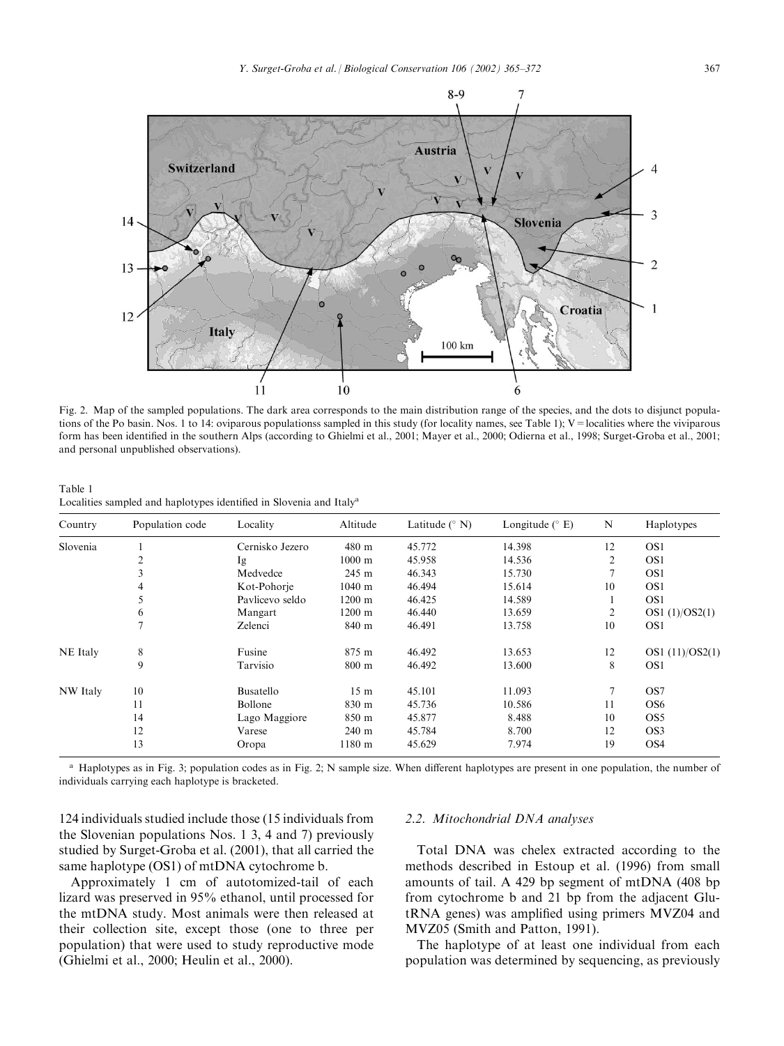Fig. 2. Map of the sampled populations. The dark area corresponds to the main distribution range of the species, and the dots to disjunct populations of the Po basin. Nos. 1 to 14: oviparous populationss sampled in this study (for locality names, see Table 1); V = localities where the viviparous form has been identified in the southern Alps (according to Ghielmi et al., 2001; Mayer et al., 2000; Odierna et al., 1998; Surget-Groba et al., 2001; and personal unpublished observations).

Table 1
Localities sampled and haplotypes identified in Slovenia and Italy[a]

| Country | Population code | Locality | Altitude | Latitude (° N) | Longitude (° E) | N | Haplotypes |
|---|---|---|---|---|---|---|---|
| Slovenia | 1 | Cernisko Jezero | 480 m | 45.772 | 14.398 | 12 | OS1 |
| | 2 | Ig | 1000 m | 45.958 | 14.536 | 2 | OS1 |
| | 3 | Medvedce | 245 m | 46.343 | 15.730 | 7 | OS1 |
| | 4 | Kot-Pohorje | 1040 m | 46.494 | 15.614 | 10 | OS1 |
| | 5 | Pavlicevo seldo | 1200 m | 46.425 | 14.589 | 1 | OS1 |
| | 6 | Mangart | 1200 m | 46.440 | 13.659 | 2 | OS1 (1)/OS2(1) |
| | 7 | Zelenci | 840 m | 46.491 | 13.758 | 10 | OS1 |
| NE Italy | 8 | Fusine | 875 m | 46.492 | 13.653 | 12 | OS1 (11)/OS2(1) |
| | 9 | Tarvisio | 800 m | 46.492 | 13.600 | 8 | OS1 |
| NW Italy | 10 | Busatello | 15 m | 45.101 | 11.093 | 7 | OS7 |
| | 11 | Bollone | 830 m | 45.736 | 10.586 | 11 | OS6 |
| | 14 | Lago Maggiore | 850 m | 45.877 | 8.488 | 10 | OS5 |
| | 12 | Varese | 240 m | 45.784 | 8.700 | 12 | OS3 |
| | 13 | Oropa | 1180 m | 45.629 | 7.974 | 19 | OS4 |

[a] Haplotypes as in Fig. 3; population codes as in Fig. 2; N sample size. When different haplotypes are present in one population, the number of individuals carrying each haplotype is bracketed.

124 individuals studied include those (15 individuals from the Slovenian populations Nos. 1 3, 4 and 7) previously studied by Surget-Groba et al. (2001), that all carried the same haplotype (OS1) of mtDNA cytochrome b.

Approximately 1 cm of autotomized-tail of each lizard was preserved in 95% ethanol, until processed for the mtDNA study. Most animals were then released at their collection site, except those (one to three per population) that were used to study reproductive mode (Ghielmi et al., 2000; Heulin et al., 2000).

### 2.2. Mitochondrial DNA analyses

Total DNA was chelex extracted according to the methods described in Estoup et al. (1996) from small amounts of tail. A 429 bp segment of mtDNA (408 bp from cytochrome b and 21 bp from the adjacent Glu-tRNA genes) was amplified using primers MVZ04 and MVZ05 (Smith and Patton, 1991).

The haplotype of at least one individual from each population was determined by sequencing, as previously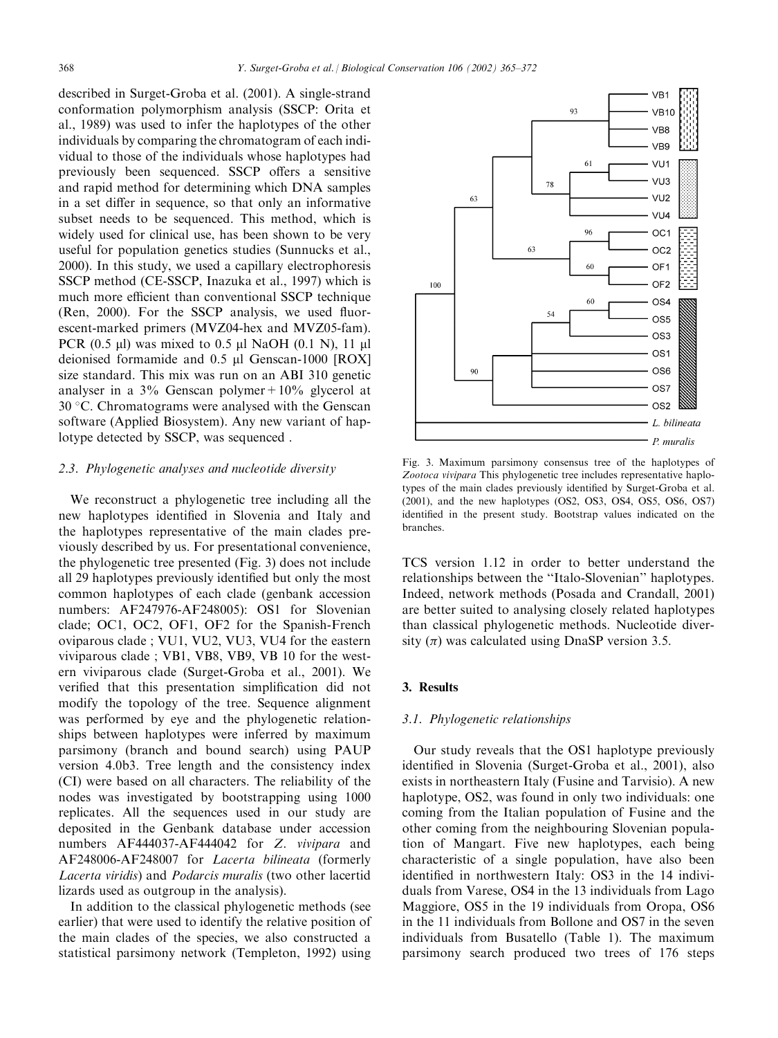described in Surget-Groba et al. (2001). A single-strand conformation polymorphism analysis (SSCP: Orita et al., 1989) was used to infer the haplotypes of the other individuals by comparing the chromatogram of each individual to those of the individuals whose haplotypes had previously been sequenced. SSCP offers a sensitive and rapid method for determining which DNA samples in a set differ in sequence, so that only an informative subset needs to be sequenced. This method, which is widely used for clinical use, has been shown to be very useful for population genetics studies (Sunnucks et al., 2000). In this study, we used a capillary electrophoresis SSCP method (CE-SSCP, Inazuka et al., 1997) which is much more efficient than conventional SSCP technique (Ren, 2000). For the SSCP analysis, we used fluorescent-marked primers (MVZ04-hex and MVZ05-fam). PCR (0.5 μl) was mixed to 0.5 μl NaOH (0.1 N), 11 μl deionised formamide and 0.5 μl Genscan-1000 [ROX] size standard. This mix was run on an ABI 310 genetic analyser in a 3% Genscan polymer + 10% glycerol at 30 °C. Chromatograms were analysed with the Genscan software (Applied Biosystem). Any new variant of haplotype detected by SSCP, was sequenced .

### 2.3. Phylogenetic analyses and nucleotide diversity

We reconstruct a phylogenetic tree including all the new haplotypes identified in Slovenia and Italy and the haplotypes representative of the main clades previously described by us. For presentational convenience, the phylogenetic tree presented (Fig. 3) does not include all 29 haplotypes previously identified but only the most common haplotypes of each clade (genbank accession numbers: AF247976-AF248005): OS1 for Slovenian clade; OC1, OC2, OF1, OF2 for the Spanish-French oviparous clade ; VU1, VU2, VU3, VU4 for the eastern viviparous clade ; VB1, VB8, VB9, VB 10 for the western viviparous clade (Surget-Groba et al., 2001). We verified that this presentation simplification did not modify the topology of the tree. Sequence alignment was performed by eye and the phylogenetic relationships between haplotypes were inferred by maximum parsimony (branch and bound search) using PAUP version 4.0b3. Tree length and the consistency index (CI) were based on all characters. The reliability of the nodes was investigated by bootstrapping using 1000 replicates. All the sequences used in our study are deposited in the Genbank database under accession numbers AF444037-AF444042 for *Z. vivipara* and AF248006-AF248007 for *Lacerta bilineata* (formerly *Lacerta viridis*) and *Podarcis muralis* (two other lacertid lizards used as outgroup in the analysis).

In addition to the classical phylogenetic methods (see earlier) that were used to identify the relative position of the main clades of the species, we also constructed a statistical parsimony network (Templeton, 1992) using TCS version 1.12 in order to better understand the relationships between the "Italo-Slovenian" haplotypes. Indeed, network methods (Posada and Crandall, 2001) are better suited to analysing closely related haplotypes than classical phylogenetic methods. Nucleotide diversity ($\pi$) was calculated using DnaSP version 3.5.

Fig. 3. Maximum parsimony consensus tree of the haplotypes of *Zootoca vivipara* This phylogenetic tree includes representative haplotypes of the main clades previously identified by Surget-Groba et al. (2001), and the new haplotypes (OS2, OS3, OS4, OS5, OS6, OS7) identified in the present study. Bootstrap values indicated on the branches.

## 3. Results

### 3.1. Phylogenetic relationships

Our study reveals that the OS1 haplotype previously identified in Slovenia (Surget-Groba et al., 2001), also exists in northeastern Italy (Fusine and Tarvisio). A new haplotype, OS2, was found in only two individuals: one coming from the Italian population of Fusine and the other coming from the neighbouring Slovenian population of Mangart. Five new haplotypes, each being characteristic of a single population, have also been identified in northwestern Italy: OS3 in the 14 individuals from Varese, OS4 in the 13 individuals from Lago Maggiore, OS5 in the 19 individuals from Oropa, OS6 in the 11 individuals from Bollone and OS7 in the seven individuals from Busatello (Table 1). The maximum parsimony search produced two trees of 176 steps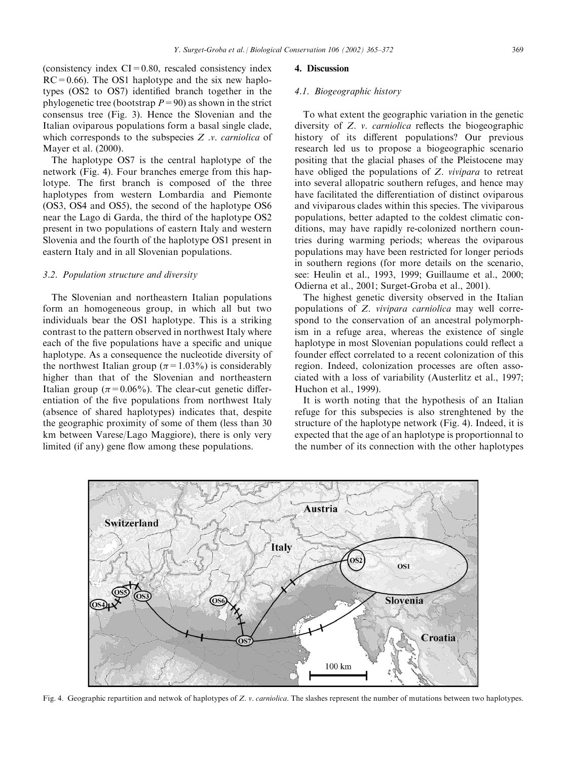(consistency index CI = 0.80, rescaled consistency index RC = 0.66). The OS1 haplotype and the six new haplotypes (OS2 to OS7) identified branch together in the phylogenetic tree (bootstrap $P = 90$) as shown in the strict consensus tree (Fig. 3). Hence the Slovenian and the Italian oviparous populations form a basal single clade, which corresponds to the subspecies *Z .v. carniolica* of Mayer et al. (2000).

The haplotype OS7 is the central haplotype of the network (Fig. 4). Four branches emerge from this haplotype. The first branch is composed of the three haplotypes from western Lombardia and Piemonte (OS3, OS4 and OS5), the second of the haplotype OS6 near the Lago di Garda, the third of the haplotype OS2 present in two populations of eastern Italy and western Slovenia and the fourth of the haplotype OS1 present in eastern Italy and in all Slovenian populations.

### 3.2. Population structure and diversity

The Slovenian and northeastern Italian populations form an homogeneous group, in which all but two individuals bear the OS1 haplotype. This is a striking contrast to the pattern observed in northwest Italy where each of the five populations have a specific and unique haplotype. As a consequence the nucleotide diversity of the northwest Italian group ($\pi = 1.03\%$) is considerably higher than that of the Slovenian and northeastern Italian group ($\pi = 0.06\%$). The clear-cut genetic differentiation of the five populations from northwest Italy (absence of shared haplotypes) indicates that, despite the geographic proximity of some of them (less than 30 km between Varese/Lago Maggiore), there is only very limited (if any) gene flow among these populations.

## 4. Discussion

### 4.1. Biogeographic history

To what extent the geographic variation in the genetic diversity of *Z. v. carniolica* reflects the biogeographic history of its different populations? Our previous research led us to propose a biogeographic scenario positing that the glacial phases of the Pleistocene may have obliged the populations of *Z. vivipara* to retreat into several allopatric southern refuges, and hence may have facilitated the differentiation of distinct oviparous and viviparous clades within this species. The viviparous populations, better adapted to the coldest climatic conditions, may have rapidly re-colonized northern countries during warming periods; whereas the oviparous populations may have been restricted for longer periods in southern regions (for more details on the scenario, see: Heulin et al., 1993, 1999; Guillaume et al., 2000; Odierna et al., 2001; Surget-Groba et al., 2001).

The highest genetic diversity observed in the Italian populations of *Z. vivipara carniolica* may well correspond to the conservation of an ancestral polymorphism in a refuge area, whereas the existence of single haplotype in most Slovenian populations could reflect a founder effect correlated to a recent colonization of this region. Indeed, colonization processes are often associated with a loss of variability (Austerlitz et al., 1997; Huchon et al., 1999).

It is worth noting that the hypothesis of an Italian refuge for this subspecies is also strenghtened by the structure of the haplotype network (Fig. 4). Indeed, it is expected that the age of an haplotype is proportionnal to the number of its connection with the other haplotypes

Fig. 4. Geographic repartition and netwok of haplotypes of *Z. v. carniolica*. The slashes represent the number of mutations between two haplotypes.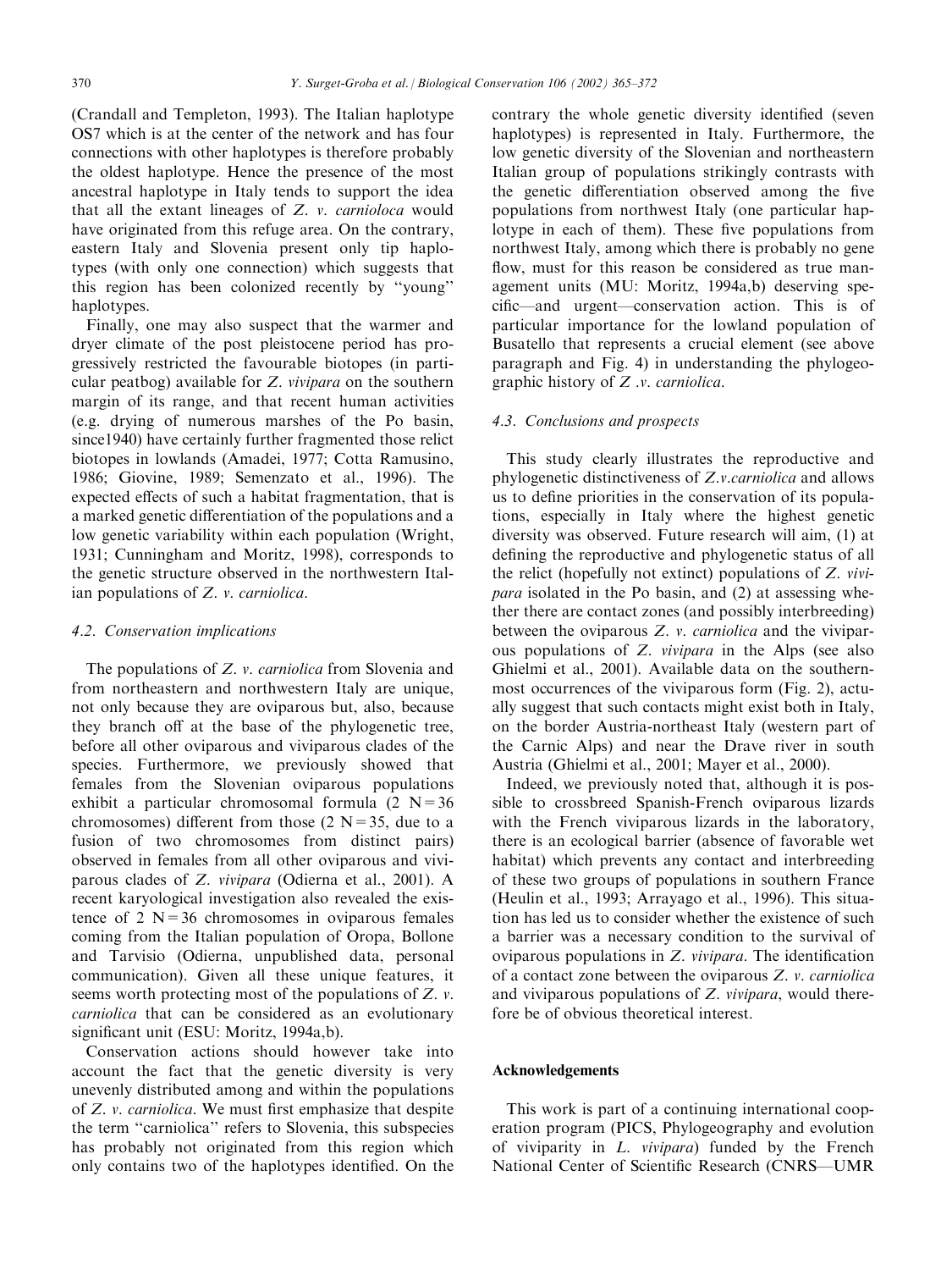(Crandall and Templeton, 1993). The Italian haplotype OS7 which is at the center of the network and has four connections with other haplotypes is therefore probably the oldest haplotype. Hence the presence of the most ancestral haplotype in Italy tends to support the idea that all the extant lineages of *Z. v. carnioloca* would have originated from this refuge area. On the contrary, eastern Italy and Slovenia present only tip haplotypes (with only one connection) which suggests that this region has been colonized recently by "young" haplotypes.

Finally, one may also suspect that the warmer and dryer climate of the post pleistocene period has progressively restricted the favourable biotopes (in particular peatbog) available for *Z. vivipara* on the southern margin of its range, and that recent human activities (e.g. drying of numerous marshes of the Po basin, since1940) have certainly further fragmented those relict biotopes in lowlands (Amadei, 1977; Cotta Ramusino, 1986; Giovine, 1989; Semenzato et al., 1996). The expected effects of such a habitat fragmentation, that is a marked genetic differentiation of the populations and a low genetic variability within each population (Wright, 1931; Cunningham and Moritz, 1998), corresponds to the genetic structure observed in the northwestern Italian populations of *Z. v. carniolica*.

### 4.2. Conservation implications

The populations of *Z. v. carniolica* from Slovenia and from northeastern and northwestern Italy are unique, not only because they are oviparous but, also, because they branch off at the base of the phylogenetic tree, before all other oviparous and viviparous clades of the species. Furthermore, we previously showed that females from the Slovenian oviparous populations exhibit a particular chromosomal formula ($2\ N = 36$ chromosomes) different from those ($2\ N = 35$, due to a fusion of two chromosomes from distinct pairs) observed in females from all other oviparous and viviparous clades of *Z. vivipara* (Odierna et al., 2001). A recent karyological investigation also revealed the existence of $2\ N = 36$ chromosomes in oviparous females coming from the Italian population of Oropa, Bollone and Tarvisio (Odierna, unpublished data, personal communication). Given all these unique features, it seems worth protecting most of the populations of *Z. v. carniolica* that can be considered as an evolutionary significant unit (ESU: Moritz, 1994a,b).

Conservation actions should however take into account the fact that the genetic diversity is very unevenly distributed among and within the populations of *Z. v. carniolica*. We must first emphasize that despite the term "carniolica" refers to Slovenia, this subspecies has probably not originated from this region which only contains two of the haplotypes identified. On the contrary the whole genetic diversity identified (seven haplotypes) is represented in Italy. Furthermore, the low genetic diversity of the Slovenian and northeastern Italian group of populations strikingly contrasts with the genetic differentiation observed among the five populations from northwest Italy (one particular haplotype in each of them). These five populations from northwest Italy, among which there is probably no gene flow, must for this reason be considered as true management units (MU: Moritz, 1994a,b) deserving specific—and urgent—conservation action. This is of particular importance for the lowland population of Busatello that represents a crucial element (see above paragraph and Fig. 4) in understanding the phylogeographic history of *Z .v. carniolica*.

### 4.3. Conclusions and prospects

This study clearly illustrates the reproductive and phylogenetic distinctiveness of *Z.v.carniolica* and allows us to define priorities in the conservation of its populations, especially in Italy where the highest genetic diversity was observed. Future research will aim, (1) at defining the reproductive and phylogenetic status of all the relict (hopefully not extinct) populations of *Z. vivipara* isolated in the Po basin, and (2) at assessing whether there are contact zones (and possibly interbreeding) between the oviparous *Z. v. carniolica* and the viviparous populations of *Z. vivipara* in the Alps (see also Ghielmi et al., 2001). Available data on the southernmost occurrences of the viviparous form (Fig. 2), actually suggest that such contacts might exist both in Italy, on the border Austria-northeast Italy (western part of the Carnic Alps) and near the Drave river in south Austria (Ghielmi et al., 2001; Mayer et al., 2000).

Indeed, we previously noted that, although it is possible to crossbreed Spanish-French oviparous lizards with the French viviparous lizards in the laboratory, there is an ecological barrier (absence of favorable wet habitat) which prevents any contact and interbreeding of these two groups of populations in southern France (Heulin et al., 1993; Arrayago et al., 1996). This situation has led us to consider whether the existence of such a barrier was a necessary condition to the survival of oviparous populations in *Z. vivipara*. The identification of a contact zone between the oviparous *Z. v. carniolica* and viviparous populations of *Z. vivipara*, would therefore be of obvious theoretical interest.

## Acknowledgements

This work is part of a continuing international cooperation program (PICS, Phylogeography and evolution of viviparity in *L. vivipara*) funded by the French National Center of Scientific Research (CNRS—UMR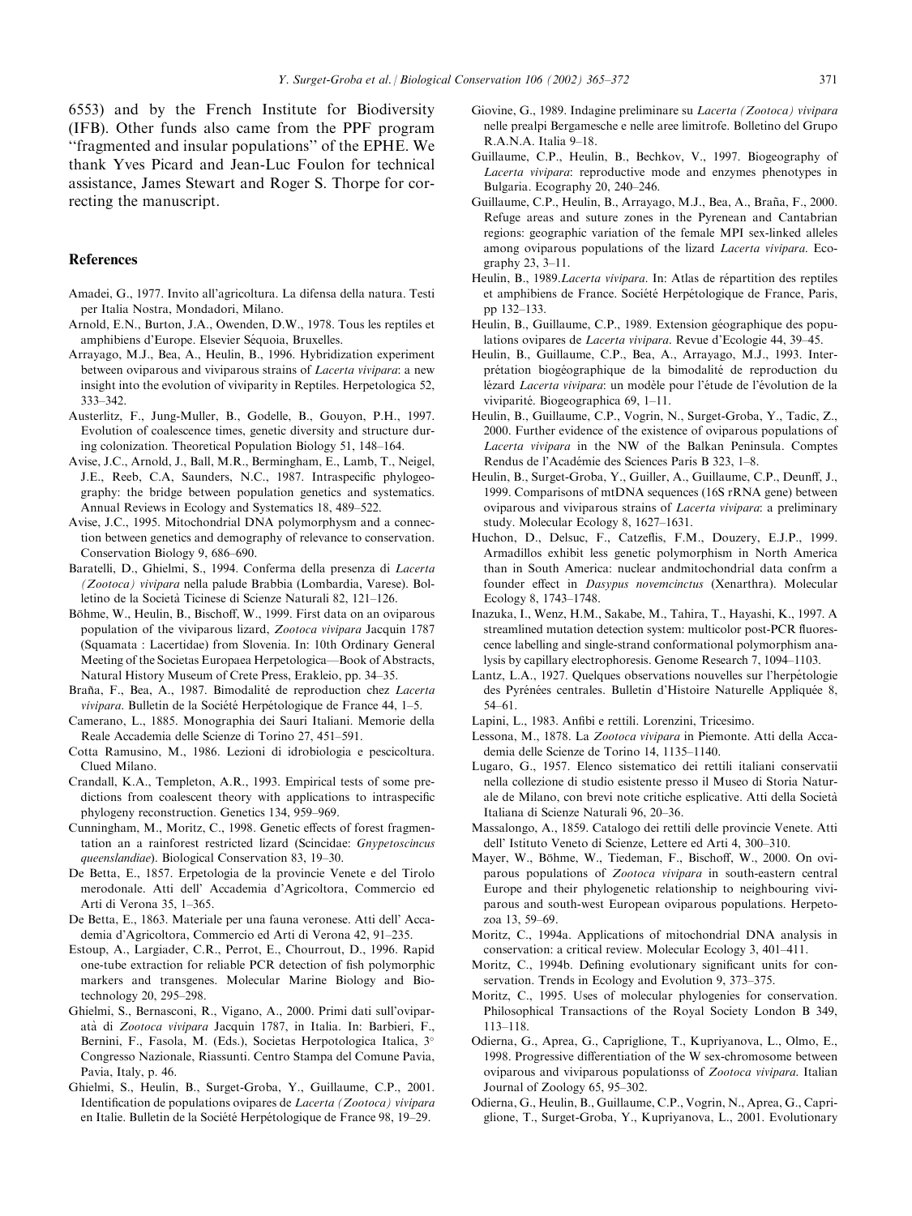6553) and by the French Institute for Biodiversity (IFB). Other funds also came from the PPF program ''fragmented and insular populations'' of the EPHE. We thank Yves Picard and Jean-Luc Foulon for technical assistance, James Stewart and Roger S. Thorpe for correcting the manuscript.

## References

Amadei, G., 1977. Invito all'agricoltura. La difensa della natura. Testi per Italia Nostra, Mondadori, Milano.

Arnold, E.N., Burton, J.A., Owenden, D.W., 1978. Tous les reptiles et amphibiens d'Europe. Elsevier Séquoia, Bruxelles.

Arrayago, M.J., Bea, A., Heulin, B., 1996. Hybridization experiment between oviparous and viviparous strains of *Lacerta vivipara*: a new insight into the evolution of viviparity in Reptiles. Herpetologica 52, 333–342.

Austerlitz, F., Jung-Muller, B., Godelle, B., Gouyon, P.H., 1997. Evolution of coalescence times, genetic diversity and structure during colonization. Theoretical Population Biology 51, 148–164.

Avise, J.C., Arnold, J., Ball, M.R., Bermingham, E., Lamb, T., Neigel, J.E., Reeb, C.A, Saunders, N.C., 1987. Intraspecific phylogeography: the bridge between population genetics and systematics. Annual Reviews in Ecology and Systematics 18, 489–522.

Avise, J.C., 1995. Mitochondrial DNA polymorphysm and a connection between genetics and demography of relevance to conservation. Conservation Biology 9, 686–690.

Baratelli, D., Ghielmi, S., 1994. Conferma della presenza di *Lacerta (Zootoca) vivipara* nella palude Brabbia (Lombardia, Varese). Bolletino de la Società Ticinese di Scienze Naturali 82, 121–126.

Böhme, W., Heulin, B., Bischoff, W., 1999. First data on an oviparous population of the viviparous lizard, *Zootoca vivipara* Jacquin 1787 (Squamata : Lacertidae) from Slovenia. In: 10th Ordinary General Meeting of the Societas Europaea Herpetologica—Book of Abstracts, Natural History Museum of Crete Press, Erakleio, pp. 34–35.

Braña, F., Bea, A., 1987. Bimodalité de reproduction chez *Lacerta vivipara*. Bulletin de la Société Herpétologique de France 44, 1–5.

Camerano, L., 1885. Monographia dei Sauri Italiani. Memorie della Reale Accademia delle Scienze di Torino 27, 451–591.

Cotta Ramusino, M., 1986. Lezioni di idrobiologia e pescicoltura. Clued Milano.

Crandall, K.A., Templeton, A.R., 1993. Empirical tests of some predictions from coalescent theory with applications to intraspecific phylogeny reconstruction. Genetics 134, 959–969.

Cunningham, M., Moritz, C., 1998. Genetic effects of forest fragmentation an a rainforest restricted lizard (Scincidae: *Gnypetoscincus queenslandiae*). Biological Conservation 83, 19–30.

De Betta, E., 1857. Erpetologia de la provincie Venete e del Tirolo merodonale. Atti dell' Accademia d'Agricoltora, Commercio ed Arti di Verona 35, 1–365.

De Betta, E., 1863. Materiale per una fauna veronese. Atti dell' Accademia d'Agricoltora, Commercio ed Arti di Verona 42, 91–235.

Estoup, A., Largiader, C.R., Perrot, E., Chourrout, D., 1996. Rapid one-tube extraction for reliable PCR detection of fish polymorphic markers and transgenes. Molecular Marine Biology and Biotechnology 20, 295–298.

Ghielmi, S., Bernasconi, R., Vigano, A., 2000. Primi dati sull'oviparatà di *Zootoca vivipara* Jacquin 1787, in Italia. In: Barbieri, F., Bernini, F., Fasola, M. (Eds.), Societas Herpotologica Italica, 3° Congresso Nazionale, Riassunti. Centro Stampa del Comune Pavia, Pavia, Italy, p. 46.

Ghielmi, S., Heulin, B., Surget-Groba, Y., Guillaume, C.P., 2001. Identification de populations ovipares de *Lacerta (Zootoca) vivipara* en Italie. Bulletin de la Société Herpétologique de France 98, 19–29.

Giovine, G., 1989. Indagine preliminare su *Lacerta (Zootoca) vivipara* nelle prealpi Bergamesche e nelle aree limitrofe. Bolletino del Grupo R.A.N.A. Italia 9–18.

Guillaume, C.P., Heulin, B., Bechkov, V., 1997. Biogeography of *Lacerta vivipara*: reproductive mode and enzymes phenotypes in Bulgaria. Ecography 20, 240–246.

Guillaume, C.P., Heulin, B., Arrayago, M.J., Bea, A., Braña, F., 2000. Refuge areas and suture zones in the Pyrenean and Cantabrian regions: geographic variation of the female MPI sex-linked alleles among oviparous populations of the lizard *Lacerta vivipara*. Ecography 23, 3–11.

Heulin, B., 1989.*Lacerta vivipara*. In: Atlas de répartition des reptiles et amphibiens de France. Société Herpétologique de France, Paris, pp 132–133.

Heulin, B., Guillaume, C.P., 1989. Extension géographique des populations ovipares de *Lacerta vivipara*. Revue d'Ecologie 44, 39–45.

Heulin, B., Guillaume, C.P., Bea, A., Arrayago, M.J., 1993. Interprétation biogéographique de la bimodalité de reproduction du lézard *Lacerta vivipara*: un modèle pour l'étude de l'évolution de la viviparité. Biogeographica 69, 1–11.

Heulin, B., Guillaume, C.P., Vogrin, N., Surget-Groba, Y., Tadic, Z., 2000. Further evidence of the existence of oviparous populations of *Lacerta vivipara* in the NW of the Balkan Peninsula. Comptes Rendus de l'Académie des Sciences Paris B 323, 1–8.

Heulin, B., Surget-Groba, Y., Guiller, A., Guillaume, C.P., Deunff, J., 1999. Comparisons of mtDNA sequences (16S rRNA gene) between oviparous and viviparous strains of *Lacerta vivipara*: a preliminary study. Molecular Ecology 8, 1627–1631.

Huchon, D., Delsuc, F., Catzeflis, F.M., Douzery, E.J.P., 1999. Armadillos exhibit less genetic polymorphism in North America than in South America: nuclear andmitochondrial data confrm a founder effect in *Dasypus novemcinctus* (Xenarthra). Molecular Ecology 8, 1743–1748.

Inazuka, I., Wenz, H.M., Sakabe, M., Tahira, T., Hayashi, K., 1997. A streamlined mutation detection system: multicolor post-PCR fluorescence labelling and single-strand conformational polymorphism analysis by capillary electrophoresis. Genome Research 7, 1094–1103.

Lantz, L.A., 1927. Quelques observations nouvelles sur l'herpétologie des Pyrénées centrales. Bulletin d'Histoire Naturelle Appliquée 8, 54–61.

Lapini, L., 1983. Anfibi e rettili. Lorenzini, Tricesimo.

Lessona, M., 1878. La *Zootoca vivipara* in Piemonte. Atti della Accademia delle Scienze de Torino 14, 1135–1140.

Lugaro, G., 1957. Elenco sistematico dei rettili italiani conservatii nella collezione di studio esistente presso il Museo di Storia Naturale de Milano, con brevi note critiche esplicative. Atti della Società Italiana di Scienze Naturali 96, 20–36.

Massalongo, A., 1859. Catalogo dei rettili delle provincie Venete. Atti dell' Istituto Veneto di Scienze, Lettere ed Arti 4, 300–310.

Mayer, W., Böhme, W., Tiedeman, F., Bischoff, W., 2000. On oviparous populations of *Zootoca vivipara* in south-eastern central Europe and their phylogenetic relationship to neighbouring viviparous and south-west European oviparous populations. Herpetozoa 13, 59–69.

Moritz, C., 1994a. Applications of mitochondrial DNA analysis in conservation: a critical review. Molecular Ecology 3, 401–411.

Moritz, C., 1994b. Defining evolutionary significant units for conservation. Trends in Ecology and Evolution 9, 373–375.

Moritz, C., 1995. Uses of molecular phylogenies for conservation. Philosophical Transactions of the Royal Society London B 349, 113–118.

Odierna, G., Aprea, G., Capriglione, T., Kupriyanova, L., Olmo, E., 1998. Progressive differentiation of the W sex-chromosome between oviparous and viviparous populationss of *Zootoca vivipara*. Italian Journal of Zoology 65, 95–302.

Odierna, G., Heulin, B., Guillaume, C.P., Vogrin, N., Aprea, G., Capriglione, T., Surget-Groba, Y., Kupriyanova, L., 2001. Evolutionary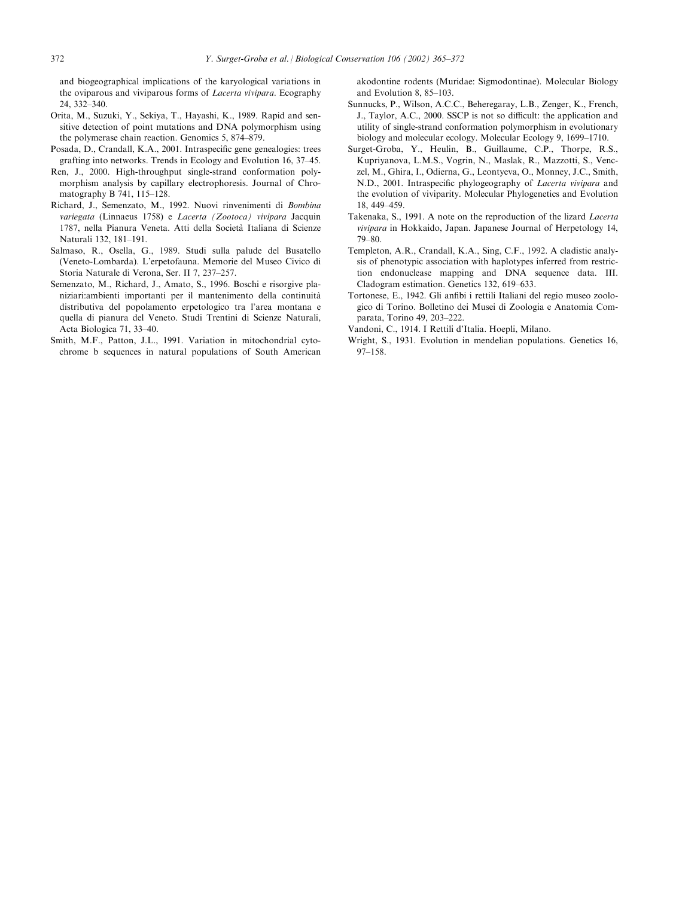and biogeographical implications of the karyological variations in the oviparous and viviparous forms of *Lacerta vivipara*. Ecography 24, 332–340.

Orita, M., Suzuki, Y., Sekiya, T., Hayashi, K., 1989. Rapid and sensitive detection of point mutations and DNA polymorphism using the polymerase chain reaction. Genomics 5, 874–879.

Posada, D., Crandall, K.A., 2001. Intraspecific gene genealogies: trees grafting into networks. Trends in Ecology and Evolution 16, 37–45.

Ren, J., 2000. High-throughput single-strand conformation polymorphism analysis by capillary electrophoresis. Journal of Chromatography B 741, 115–128.

Richard, J., Semenzato, M., 1992. Nuovi rinvenimenti di *Bombina variegata* (Linnaeus 1758) e *Lacerta (Zootoca) vivipara* Jacquin 1787, nella Pianura Veneta. Atti della Società Italiana di Scienze Naturali 132, 181–191.

Salmaso, R., Osella, G., 1989. Studi sulla palude del Busatello (Veneto-Lombarda). L'erpetofauna. Memorie del Museo Civico di Storia Naturale di Verona, Ser. II 7, 237–257.

Semenzato, M., Richard, J., Amato, S., 1996. Boschi e risorgive planiziari:ambienti importanti per il mantenimento della continuità distributiva del popolamento erpetologico tra l'area montana e quella di pianura del Veneto. Studi Trentini di Scienze Naturali, Acta Biologica 71, 33–40.

Smith, M.F., Patton, J.L., 1991. Variation in mitochondrial cytochrome b sequences in natural populations of South American akodontine rodents (Muridae: Sigmodontinae). Molecular Biology and Evolution 8, 85–103.

Sunnucks, P., Wilson, A.C.C., Beheregaray, L.B., Zenger, K., French, J., Taylor, A.C., 2000. SSCP is not so difficult: the application and utility of single-strand conformation polymorphism in evolutionary biology and molecular ecology. Molecular Ecology 9, 1699–1710.

Surget-Groba, Y., Heulin, B., Guillaume, C.P., Thorpe, R.S., Kupriyanova, L.M.S., Vogrin, N., Maslak, R., Mazzotti, S., Venczel, M., Ghira, I., Odierna, G., Leontyeva, O., Monney, J.C., Smith, N.D., 2001. Intraspecific phylogeography of *Lacerta vivipara* and the evolution of viviparity. Molecular Phylogenetics and Evolution 18, 449–459.

Takenaka, S., 1991. A note on the reproduction of the lizard *Lacerta vivipara* in Hokkaido, Japan. Japanese Journal of Herpetology 14, 79–80.

Templeton, A.R., Crandall, K.A., Sing, C.F., 1992. A cladistic analysis of phenotypic association with haplotypes inferred from restriction endonuclease mapping and DNA sequence data. III. Cladogram estimation. Genetics 132, 619–633.

Tortonese, E., 1942. Gli anfibi i rettili Italiani del regio museo zoologico di Torino. Bolletino dei Musei di Zoologia e Anatomia Comparata, Torino 49, 203–222.

Vandoni, C., 1914. I Rettili d'Italia. Hoepli, Milano.

Wright, S., 1931. Evolution in mendelian populations. Genetics 16, 97–158.